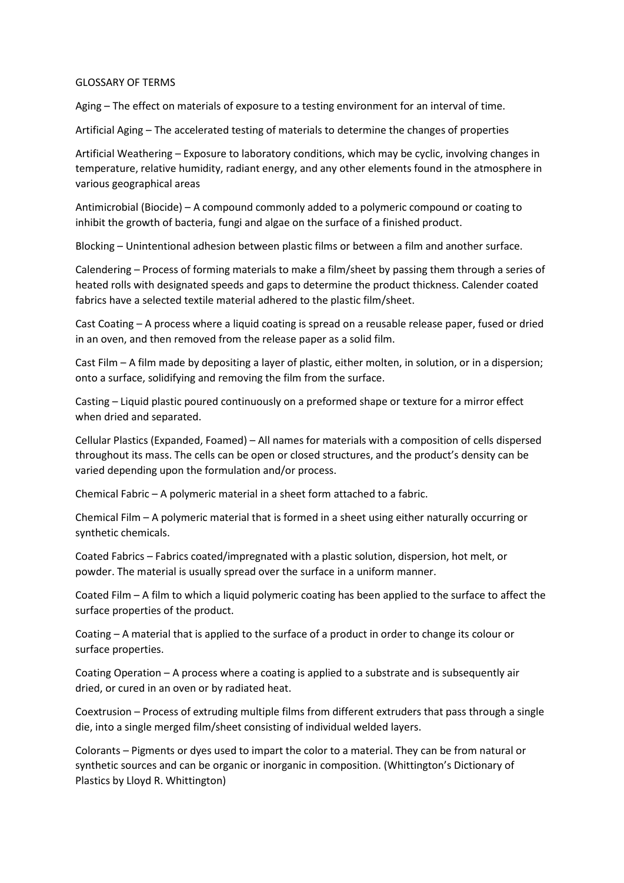# GLOSSARY OF TERMS

Aging – The effect on materials of exposure to a testing environment for an interval of time.

Artificial Aging – The accelerated testing of materials to determine the changes of properties

Artificial Weathering – Exposure to laboratory conditions, which may be cyclic, involving changes in temperature, relative humidity, radiant energy, and any other elements found in the atmosphere in various geographical areas

Antimicrobial (Biocide) – A compound commonly added to a polymeric compound or coating to inhibit the growth of bacteria, fungi and algae on the surface of a finished product.

Blocking – Unintentional adhesion between plastic films or between a film and another surface.

Calendering – Process of forming materials to make a film/sheet by passing them through a series of heated rolls with designated speeds and gaps to determine the product thickness. Calender coated fabrics have a selected textile material adhered to the plastic film/sheet.

Cast Coating – A process where a liquid coating is spread on a reusable release paper, fused or dried in an oven, and then removed from the release paper as a solid film.

Cast Film – A film made by depositing a layer of plastic, either molten, in solution, or in a dispersion; onto a surface, solidifying and removing the film from the surface.

Casting – Liquid plastic poured continuously on a preformed shape or texture for a mirror effect when dried and separated.

Cellular Plastics (Expanded, Foamed) – All names for materials with a composition of cells dispersed throughout its mass. The cells can be open or closed structures, and the product's density can be varied depending upon the formulation and/or process.

Chemical Fabric – A polymeric material in a sheet form attached to a fabric.

Chemical Film – A polymeric material that is formed in a sheet using either naturally occurring or synthetic chemicals.

Coated Fabrics – Fabrics coated/impregnated with a plastic solution, dispersion, hot melt, or powder. The material is usually spread over the surface in a uniform manner.

Coated Film – A film to which a liquid polymeric coating has been applied to the surface to affect the surface properties of the product.

Coating – A material that is applied to the surface of a product in order to change its colour or surface properties.

Coating Operation – A process where a coating is applied to a substrate and is subsequently air dried, or cured in an oven or by radiated heat.

Coextrusion – Process of extruding multiple films from different extruders that pass through a single die, into a single merged film/sheet consisting of individual welded layers.

Colorants – Pigments or dyes used to impart the color to a material. They can be from natural or synthetic sources and can be organic or inorganic in composition. (Whittington's Dictionary of Plastics by Lloyd R. Whittington)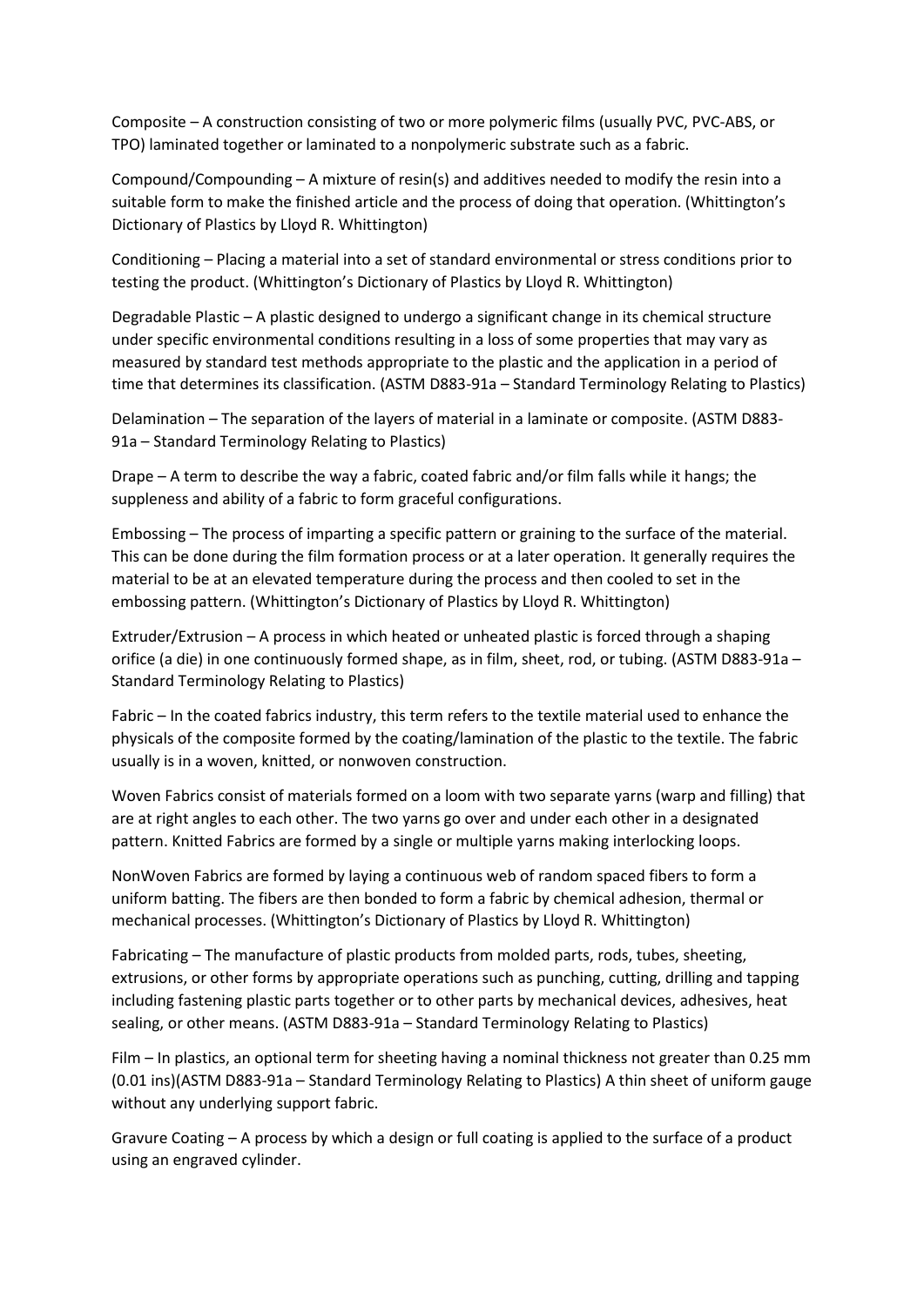Composite – A construction consisting of two or more polymeric films (usually PVC, PVC-ABS, or TPO) laminated together or laminated to a nonpolymeric substrate such as a fabric.

Compound/Compounding – A mixture of resin(s) and additives needed to modify the resin into a suitable form to make the finished article and the process of doing that operation. (Whittington's Dictionary of Plastics by Lloyd R. Whittington)

Conditioning – Placing a material into a set of standard environmental or stress conditions prior to testing the product. (Whittington's Dictionary of Plastics by Lloyd R. Whittington)

Degradable Plastic – A plastic designed to undergo a significant change in its chemical structure under specific environmental conditions resulting in a loss of some properties that may vary as measured by standard test methods appropriate to the plastic and the application in a period of time that determines its classification. (ASTM D883-91a – Standard Terminology Relating to Plastics)

Delamination – The separation of the layers of material in a laminate or composite. (ASTM D883-91a – Standard Terminology Relating to Plastics)

Drape – A term to describe the way a fabric, coated fabric and/or film falls while it hangs; the suppleness and ability of a fabric to form graceful configurations.

Embossing – The process of imparting a specific pattern or graining to the surface of the material. This can be done during the film formation process or at a later operation. It generally requires the material to be at an elevated temperature during the process and then cooled to set in the embossing pattern. (Whittington's Dictionary of Plastics by Lloyd R. Whittington)

Extruder/Extrusion – A process in which heated or unheated plastic is forced through a shaping orifice (a die) in one continuously formed shape, as in film, sheet, rod, or tubing. (ASTM D883-91a – Standard Terminology Relating to Plastics)

Fabric – In the coated fabrics industry, this term refers to the textile material used to enhance the physicals of the composite formed by the coating/lamination of the plastic to the textile. The fabric usually is in a woven, knitted, or nonwoven construction.

Woven Fabrics consist of materials formed on a loom with two separate yarns (warp and filling) that are at right angles to each other. The two yarns go over and under each other in a designated pattern. Knitted Fabrics are formed by a single or multiple yarns making interlocking loops.

NonWoven Fabrics are formed by laying a continuous web of random spaced fibers to form a uniform batting. The fibers are then bonded to form a fabric by chemical adhesion, thermal or mechanical processes. (Whittington's Dictionary of Plastics by Lloyd R. Whittington)

Fabricating – The manufacture of plastic products from molded parts, rods, tubes, sheeting, extrusions, or other forms by appropriate operations such as punching, cutting, drilling and tapping including fastening plastic parts together or to other parts by mechanical devices, adhesives, heat sealing, or other means. (ASTM D883-91a – Standard Terminology Relating to Plastics)

Film – In plastics, an optional term for sheeting having a nominal thickness not greater than 0.25 mm (0.01 ins)(ASTM D883-91a – Standard Terminology Relating to Plastics) A thin sheet of uniform gauge without any underlying support fabric.

Gravure Coating – A process by which a design or full coating is applied to the surface of a product using an engraved cylinder.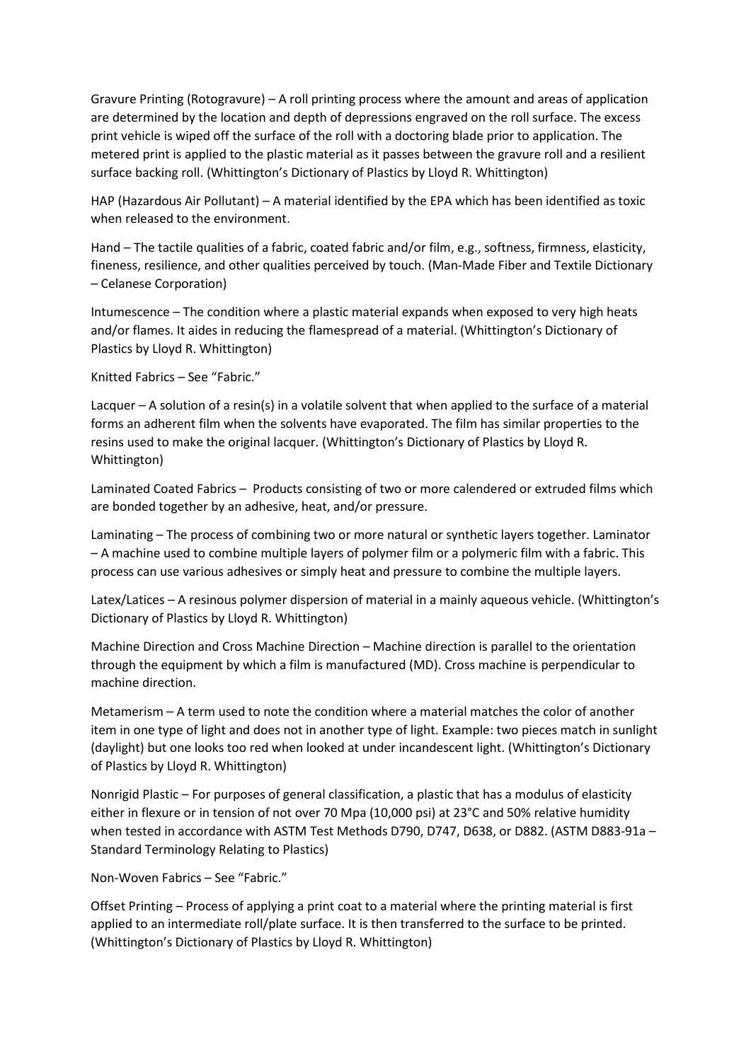Gravure Printing (Rotogravure) – A roll printing process where the amount and areas of application are determined by the location and depth of depressions engraved on the roll surface. The excess print vehicle is wiped off the surface of the roll with a doctoring blade prior to application. The metered print is applied to the plastic material as it passes between the gravure roll and a resilient surface backing roll. (Whittington's Dictionary of Plastics by Lloyd R. Whittington)

HAP (Hazardous Air Pollutant) – A material identified by the EPA which has been identified as toxic when released to the environment.

Hand – The tactile qualities of a fabric, coated fabric and/or film, e.g., softness, firmness, elasticity, fineness, resilience, and other qualities perceived by touch. (Man-Made Fiber and Textile Dictionary – Celanese Corporation)

Intumescence – The condition where a plastic material expands when exposed to very high heats and/or flames. It aides in reducing the flamespread of a material. (Whittington's Dictionary of Plastics by Lloyd R. Whittington)

Knitted Fabrics – See "Fabric."

Lacquer – A solution of a resin(s) in a volatile solvent that when applied to the surface of a material forms an adherent film when the solvents have evaporated. The film has similar properties to the resins used to make the original lacquer. (Whittington's Dictionary of Plastics by Lloyd R. Whittington)

Laminated Coated Fabrics – Products consisting of two or more calendered or extruded films which are bonded together by an adhesive, heat, and/or pressure.

Laminating – The process of combining two or more natural or synthetic layers together. Laminator – A machine used to combine multiple layers of polymer film or a polymeric film with a fabric. This process can use various adhesives or simply heat and pressure to combine the multiple layers.

Latex/Latices – A resinous polymer dispersion of material in a mainly aqueous vehicle. (Whittington's Dictionary of Plastics by Lloyd R. Whittington)

Machine Direction and Cross Machine Direction – Machine direction is parallel to the orientation through the equipment by which a film is manufactured (MD). Cross machine is perpendicular to machine direction.

Metamerism – A term used to note the condition where a material matches the color of another item in one type of light and does not in another type of light. Example: two pieces match in sunlight (daylight) but one looks too red when looked at under incandescent light. (Whittington's Dictionary of Plastics by Lloyd R. Whittington)

Nonrigid Plastic – For purposes of general classification, a plastic that has a modulus of elasticity either in flexure or in tension of not over 70 Mpa (10,000 psi) at 23°C and 50% relative humidity when tested in accordance with ASTM Test Methods D790, D747, D638, or D882. (ASTM D883-91a – Standard Terminology Relating to Plastics)

Non-Woven Fabrics – See "Fabric."

Offset Printing – Process of applying a print coat to a material where the printing material is first applied to an intermediate roll/plate surface. It is then transferred to the surface to be printed. (Whittington's Dictionary of Plastics by Lloyd R. Whittington)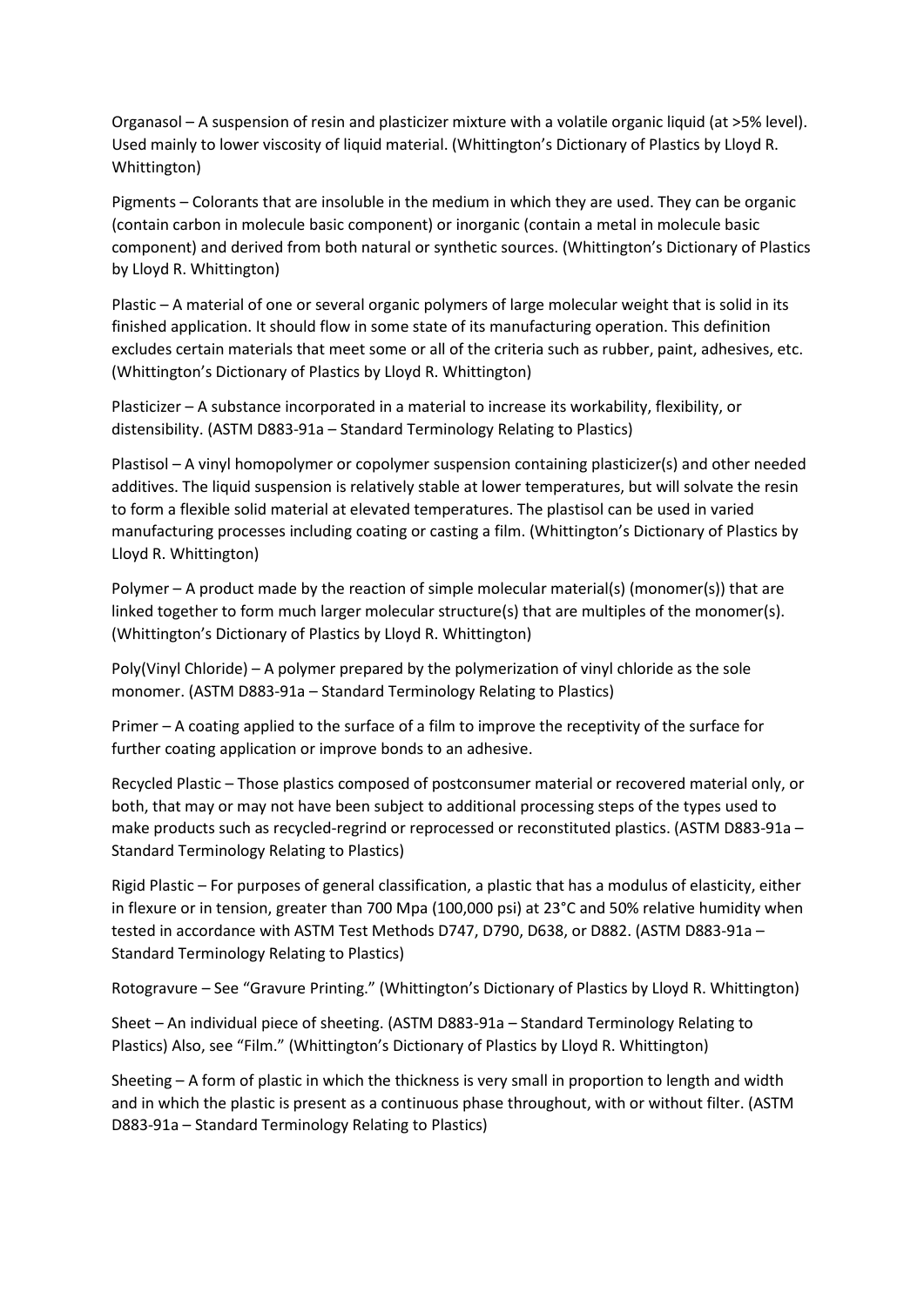Organasol – A suspension of resin and plasticizer mixture with a volatile organic liquid (at >5% level). Used mainly to lower viscosity of liquid material. (Whittington's Dictionary of Plastics by Lloyd R. Whittington)

Pigments – Colorants that are insoluble in the medium in which they are used. They can be organic (contain carbon in molecule basic component) or inorganic (contain a metal in molecule basic component) and derived from both natural or synthetic sources. (Whittington's Dictionary of Plastics by Lloyd R. Whittington)

Plastic – A material of one or several organic polymers of large molecular weight that is solid in its finished application. It should flow in some state of its manufacturing operation. This definition excludes certain materials that meet some or all of the criteria such as rubber, paint, adhesives, etc. (Whittington's Dictionary of Plastics by Lloyd R. Whittington)

Plasticizer – A substance incorporated in a material to increase its workability, flexibility, or distensibility. (ASTM D883-91a – Standard Terminology Relating to Plastics)

Plastisol – A vinyl homopolymer or copolymer suspension containing plasticizer(s) and other needed additives. The liquid suspension is relatively stable at lower temperatures, but will solvate the resin to form a flexible solid material at elevated temperatures. The plastisol can be used in varied manufacturing processes including coating or casting a film. (Whittington's Dictionary of Plastics by Lloyd R. Whittington)

Polymer – A product made by the reaction of simple molecular material(s) (monomer(s)) that are linked together to form much larger molecular structure(s) that are multiples of the monomer(s). (Whittington's Dictionary of Plastics by Lloyd R. Whittington)

Poly(Vinyl Chloride) – A polymer prepared by the polymerization of vinyl chloride as the sole monomer. (ASTM D883-91a – Standard Terminology Relating to Plastics)

Primer – A coating applied to the surface of a film to improve the receptivity of the surface for further coating application or improve bonds to an adhesive.

Recycled Plastic – Those plastics composed of postconsumer material or recovered material only, or both, that may or may not have been subject to additional processing steps of the types used to make products such as recycled-regrind or reprocessed or reconstituted plastics. (ASTM D883-91a – Standard Terminology Relating to Plastics)

Rigid Plastic – For purposes of general classification, a plastic that has a modulus of elasticity, either in flexure or in tension, greater than 700 Mpa (100,000 psi) at 23°C and 50% relative humidity when tested in accordance with ASTM Test Methods D747, D790, D638, or D882. (ASTM D883-91a – Standard Terminology Relating to Plastics)

Rotogravure – See "Gravure Printing." (Whittington's Dictionary of Plastics by Lloyd R. Whittington)

Sheet – An individual piece of sheeting. (ASTM D883-91a – Standard Terminology Relating to Plastics) Also, see "Film." (Whittington's Dictionary of Plastics by Lloyd R. Whittington)

Sheeting – A form of plastic in which the thickness is very small in proportion to length and width and in which the plastic is present as a continuous phase throughout, with or without filter. (ASTM D883-91a – Standard Terminology Relating to Plastics)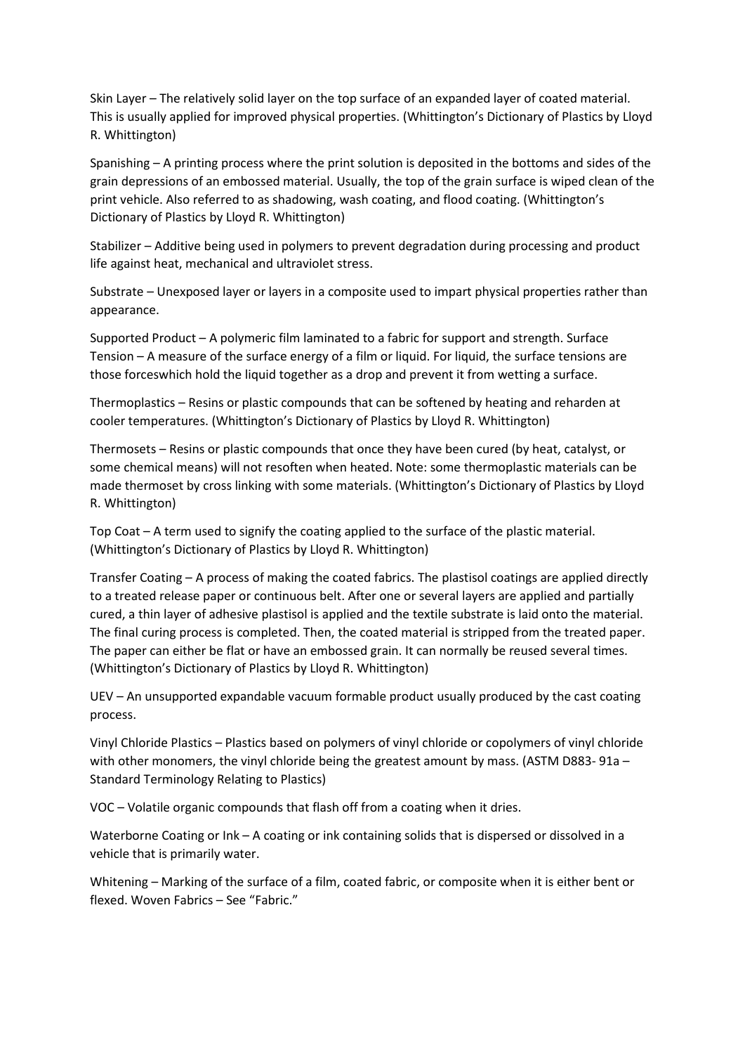Skin Layer – The relatively solid layer on the top surface of an expanded layer of coated material. This is usually applied for improved physical properties. (Whittington's Dictionary of Plastics by Lloyd R. Whittington)

Spanishing – A printing process where the print solution is deposited in the bottoms and sides of the grain depressions of an embossed material. Usually, the top of the grain surface is wiped clean of the print vehicle. Also referred to as shadowing, wash coating, and flood coating. (Whittington's Dictionary of Plastics by Lloyd R. Whittington)

Stabilizer – Additive being used in polymers to prevent degradation during processing and product life against heat, mechanical and ultraviolet stress.

Substrate – Unexposed layer or layers in a composite used to impart physical properties rather than appearance.

Supported Product – A polymeric film laminated to a fabric for support and strength. Surface Tension – A measure of the surface energy of a film or liquid. For liquid, the surface tensions are those forceswhich hold the liquid together as a drop and prevent it from wetting a surface.

Thermoplastics – Resins or plastic compounds that can be softened by heating and reharden at cooler temperatures. (Whittington's Dictionary of Plastics by Lloyd R. Whittington)

Thermosets – Resins or plastic compounds that once they have been cured (by heat, catalyst, or some chemical means) will not resoften when heated. Note: some thermoplastic materials can be made thermoset by cross linking with some materials. (Whittington's Dictionary of Plastics by Lloyd R. Whittington)

Top Coat – A term used to signify the coating applied to the surface of the plastic material. (Whittington's Dictionary of Plastics by Lloyd R. Whittington)

Transfer Coating – A process of making the coated fabrics. The plastisol coatings are applied directly to a treated release paper or continuous belt. After one or several layers are applied and partially cured, a thin layer of adhesive plastisol is applied and the textile substrate is laid onto the material. The final curing process is completed. Then, the coated material is stripped from the treated paper. The paper can either be flat or have an embossed grain. It can normally be reused several times. (Whittington's Dictionary of Plastics by Lloyd R. Whittington)

UEV – An unsupported expandable vacuum formable product usually produced by the cast coating process.

Vinyl Chloride Plastics – Plastics based on polymers of vinyl chloride or copolymers of vinyl chloride with other monomers, the vinyl chloride being the greatest amount by mass. (ASTM D883- 91a – Standard Terminology Relating to Plastics)

VOC – Volatile organic compounds that flash off from a coating when it dries.

Waterborne Coating or Ink – A coating or ink containing solids that is dispersed or dissolved in a vehicle that is primarily water.

Whitening – Marking of the surface of a film, coated fabric, or composite when it is either bent or flexed. Woven Fabrics – See "Fabric."